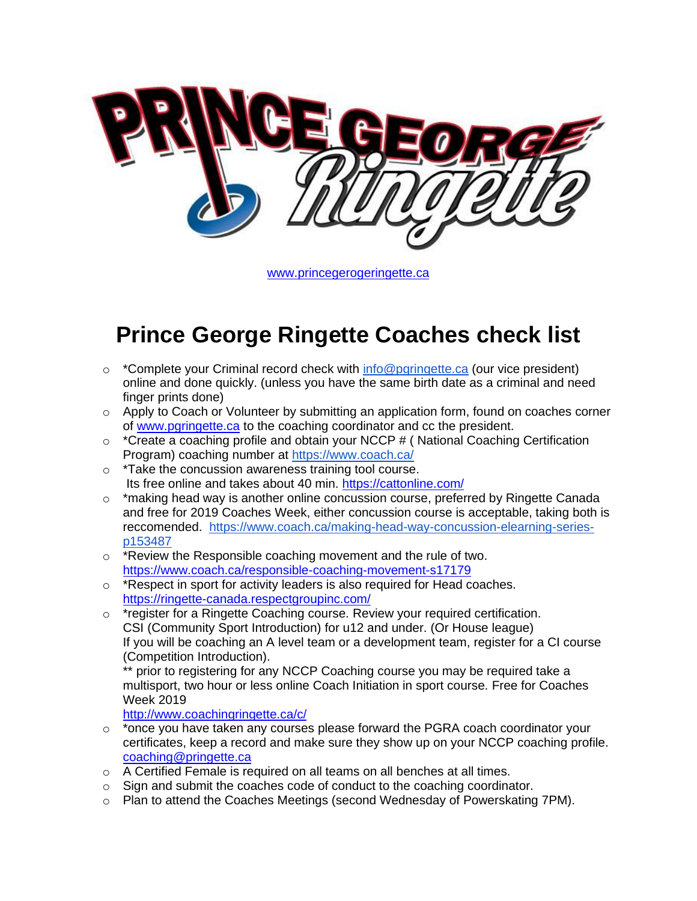www.princegerogeringette.ca

# Prince George Ringette Coaches check list

- *Complete your Criminal record check with info@pgringette.ca (our vice president) online and done quickly. (unless you have the same birth date as a criminal and need finger prints done)
- Apply to Coach or Volunteer by submitting an application form, found on coaches corner of www.pgringette.ca to the coaching coordinator and cc the president.
- *Create a coaching profile and obtain your NCCP # ( National Coaching Certification Program) coaching number at https://www.coach.ca/
- *Take the concussion awareness training tool course.
  Its free online and takes about 40 min. https://cattonline.com/
- *making head way is another online concussion course, preferred by Ringette Canada and free for 2019 Coaches Week, either concussion course is acceptable, taking both is reccomended. https://www.coach.ca/making-head-way-concussion-elearning-series-p153487
- *Review the Responsible coaching movement and the rule of two. https://www.coach.ca/responsible-coaching-movement-s17179
- *Respect in sport for activity leaders is also required for Head coaches. https://ringette-canada.respectgroupinc.com/
- *register for a Ringette Coaching course. Review your required certification.
  CSI (Community Sport Introduction) for u12 and under. (Or House league)
  If you will be coaching an A level team or a development team, register for a CI course (Competition Introduction).
  ** prior to registering for any NCCP Coaching course you may be required take a multisport, two hour or less online Coach Initiation in sport course. Free for Coaches Week 2019
  http://www.coachingringette.ca/c/
- *once you have taken any courses please forward the PGRA coach coordinator your certificates, keep a record and make sure they show up on your NCCP coaching profile. coaching@pringette.ca
- A Certified Female is required on all teams on all benches at all times.
- Sign and submit the coaches code of conduct to the coaching coordinator.
- Plan to attend the Coaches Meetings (second Wednesday of Powerskating 7PM).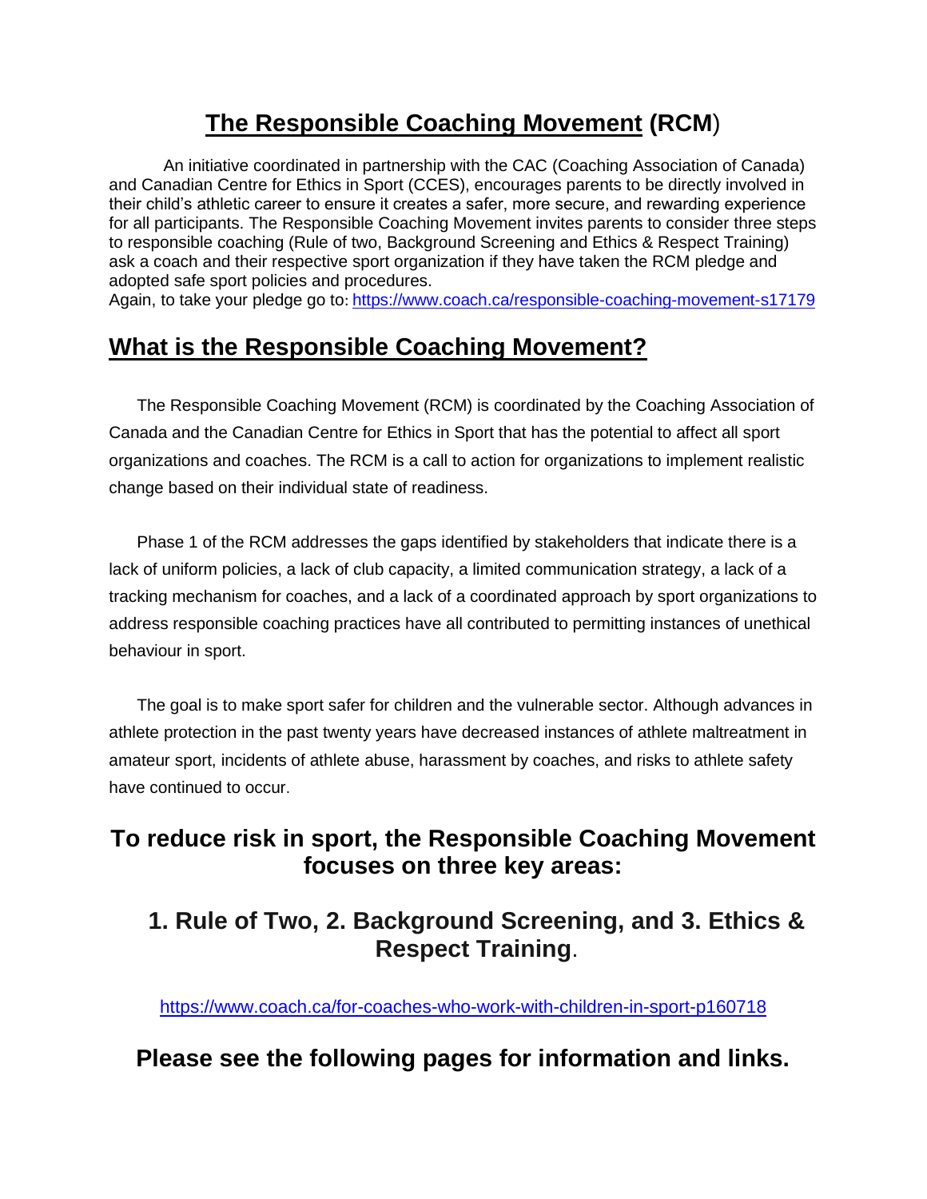# **The Responsible Coaching Movement (RCM)**

An initiative coordinated in partnership with the CAC (Coaching Association of Canada) and Canadian Centre for Ethics in Sport (CCES), encourages parents to be directly involved in their child's athletic career to ensure it creates a safer, more secure, and rewarding experience for all participants. The Responsible Coaching Movement invites parents to consider three steps to responsible coaching (Rule of two, Background Screening and Ethics & Respect Training) ask a coach and their respective sport organization if they have taken the RCM pledge and adopted safe sport policies and procedures.
Again, to take your pledge go to: https://www.coach.ca/responsible-coaching-movement-s17179

## **What is the Responsible Coaching Movement?**

The Responsible Coaching Movement (RCM) is coordinated by the Coaching Association of Canada and the Canadian Centre for Ethics in Sport that has the potential to affect all sport organizations and coaches. The RCM is a call to action for organizations to implement realistic change based on their individual state of readiness.

Phase 1 of the RCM addresses the gaps identified by stakeholders that indicate there is a lack of uniform policies, a lack of club capacity, a limited communication strategy, a lack of a tracking mechanism for coaches, and a lack of a coordinated approach by sport organizations to address responsible coaching practices have all contributed to permitting instances of unethical behaviour in sport.

The goal is to make sport safer for children and the vulnerable sector. Although advances in athlete protection in the past twenty years have decreased instances of athlete maltreatment in amateur sport, incidents of athlete abuse, harassment by coaches, and risks to athlete safety have continued to occur.

## **To reduce risk in sport, the Responsible Coaching Movement focuses on three key areas:**

### **1. Rule of Two, 2. Background Screening, and 3. Ethics & Respect Training**.

https://www.coach.ca/for-coaches-who-work-with-children-in-sport-p160718

## **Please see the following pages for information and links.**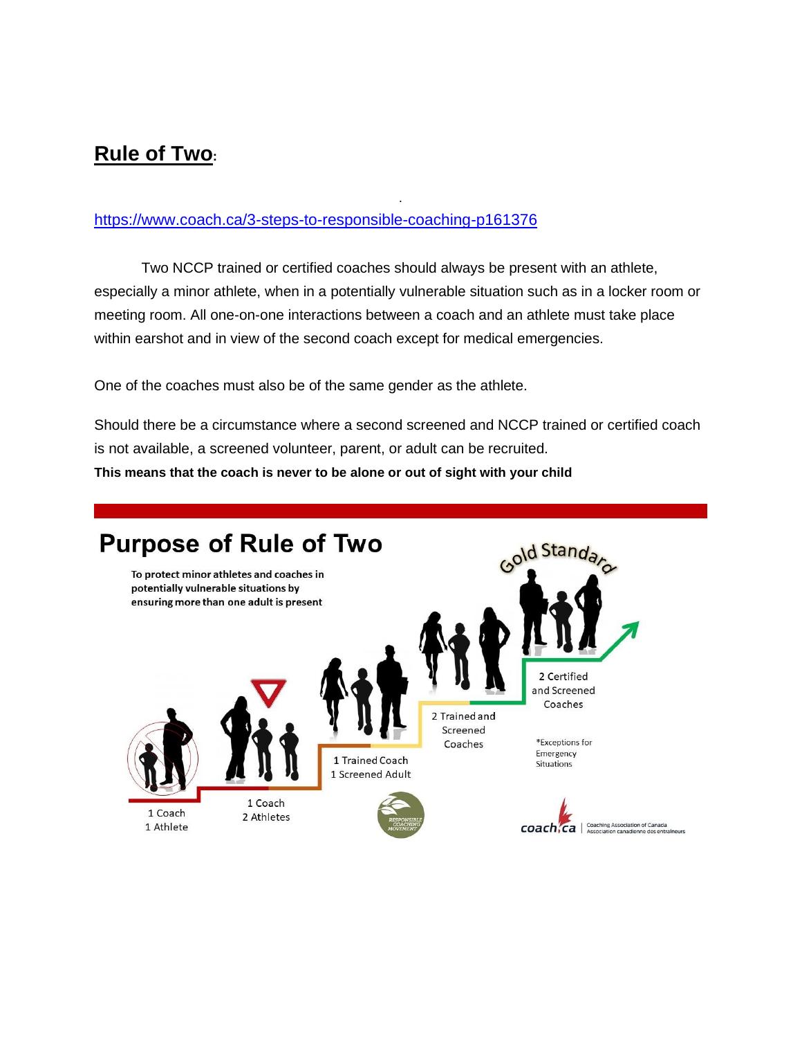## Rule of Two:

https://www.coach.ca/3-steps-to-responsible-coaching-p161376

Two NCCP trained or certified coaches should always be present with an athlete, especially a minor athlete, when in a potentially vulnerable situation such as in a locker room or meeting room. All one-on-one interactions between a coach and an athlete must take place within earshot and in view of the second coach except for medical emergencies.

One of the coaches must also be of the same gender as the athlete.

Should there be a circumstance where a second screened and NCCP trained or certified coach is not available, a screened volunteer, parent, or adult can be recruited.

**This means that the coach is never to be alone or out of sight with your child**

## Purpose of Rule of Two

To protect minor athletes and coaches in potentially vulnerable situations by ensuring more than one adult is present

Gold Standard

- 1 Coach 1 Athlete
- 1 Coach 2 Athletes
- 1 Trained Coach 1 Screened Adult
- 2 Trained and Screened Coaches
- 2 Certified and Screened Coaches

*Exceptions for Emergency Situations

Responsible Coaching Movement

coach.ca | Coaching Association of Canada | Association canadienne des entraîneurs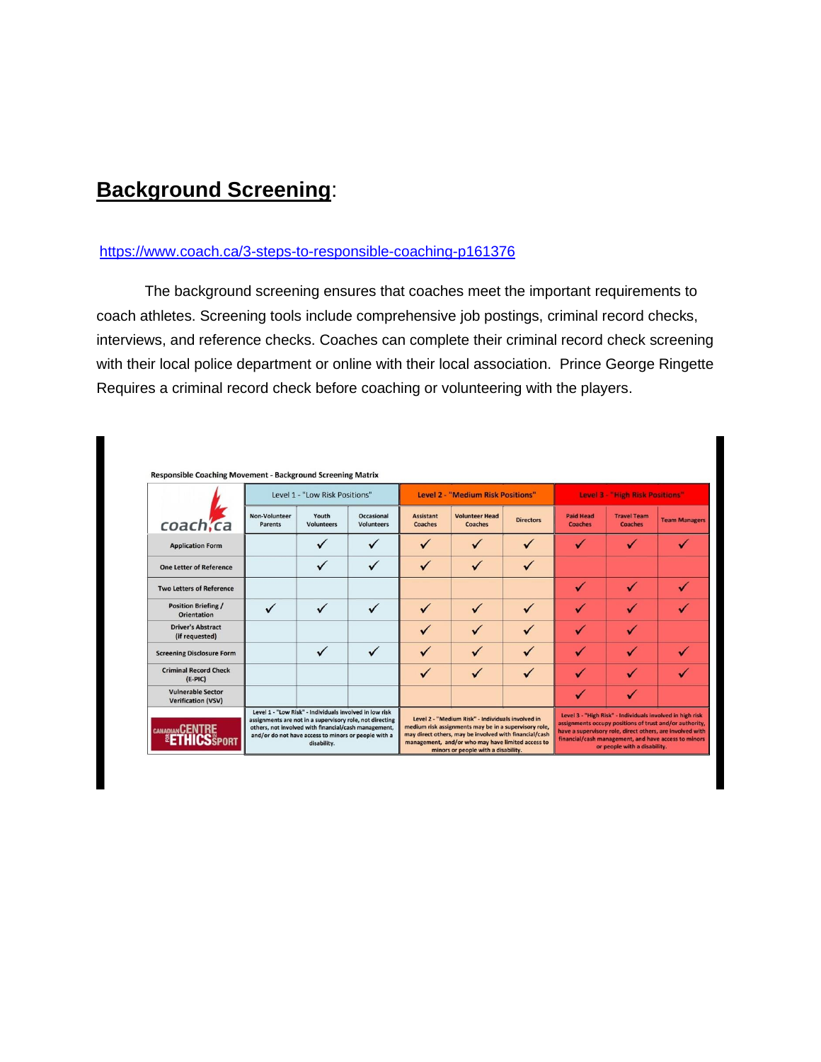## Background Screening:

https://www.coach.ca/3-steps-to-responsible-coaching-p161376

The background screening ensures that coaches meet the important requirements to coach athletes. Screening tools include comprehensive job postings, criminal record checks, interviews, and reference checks. Coaches can complete their criminal record check screening with their local police department or online with their local association. Prince George Ringette Requires a criminal record check before coaching or volunteering with the players.

Responsible Coaching Movement - Background Screening Matrix

| coach.ca | Level 1 - "Low Risk Positions" | | | Level 2 - "Medium Risk Positions" | | | Level 3 - "High Risk Positions" | | |
|---|---|---|---|---|---|---|---|---|---|
| | Non-Volunteer Parents | Youth Volunteers | Occasional Volunteers | Assistant Coaches | Volunteer Head Coaches | Directors | Paid Head Coaches | Travel Team Coaches | Team Managers |
| Application Form | | ✓ | ✓ | ✓ | ✓ | ✓ | ✓ | ✓ | ✓ |
| One Letter of Reference | | ✓ | ✓ | ✓ | ✓ | ✓ | | | |
| Two Letters of Reference | | | | | | | ✓ | ✓ | ✓ |
| Position Briefing / Orientation | ✓ | ✓ | ✓ | ✓ | ✓ | ✓ | ✓ | ✓ | ✓ |
| Driver's Abstract (if requested) | | | | ✓ | ✓ | ✓ | ✓ | ✓ | |
| Screening Disclosure Form | | ✓ | ✓ | ✓ | ✓ | ✓ | ✓ | ✓ | ✓ |
| Criminal Record Check (E-PIC) | | | | ✓ | ✓ | ✓ | ✓ | ✓ | ✓ |
| Vulnerable Sector Verification (VSV) | | | | | | | ✓ | ✓ | |
| Canadian Centre for Ethics in Sport | Level 1 - "Low Risk" - Individuals involved in low risk assignments are not in a supervisory role, not directing others, not involved with financial/cash management, and/or do not have access to minors or people with a disability. | | | Level 2 - "Medium Risk" - Individuals involved in medium risk assignments may be in a supervisory role, may direct others, may be involved with financial/cash management, and/or who may have limited access to minors or people with a disability. | | | Level 3 - "High Risk" - Individuals involved in high risk assignments occupy positions of trust and/or authority, have a supervisory role, direct others, are involved with financial/cash management, and have access to minors or people with a disability. | | |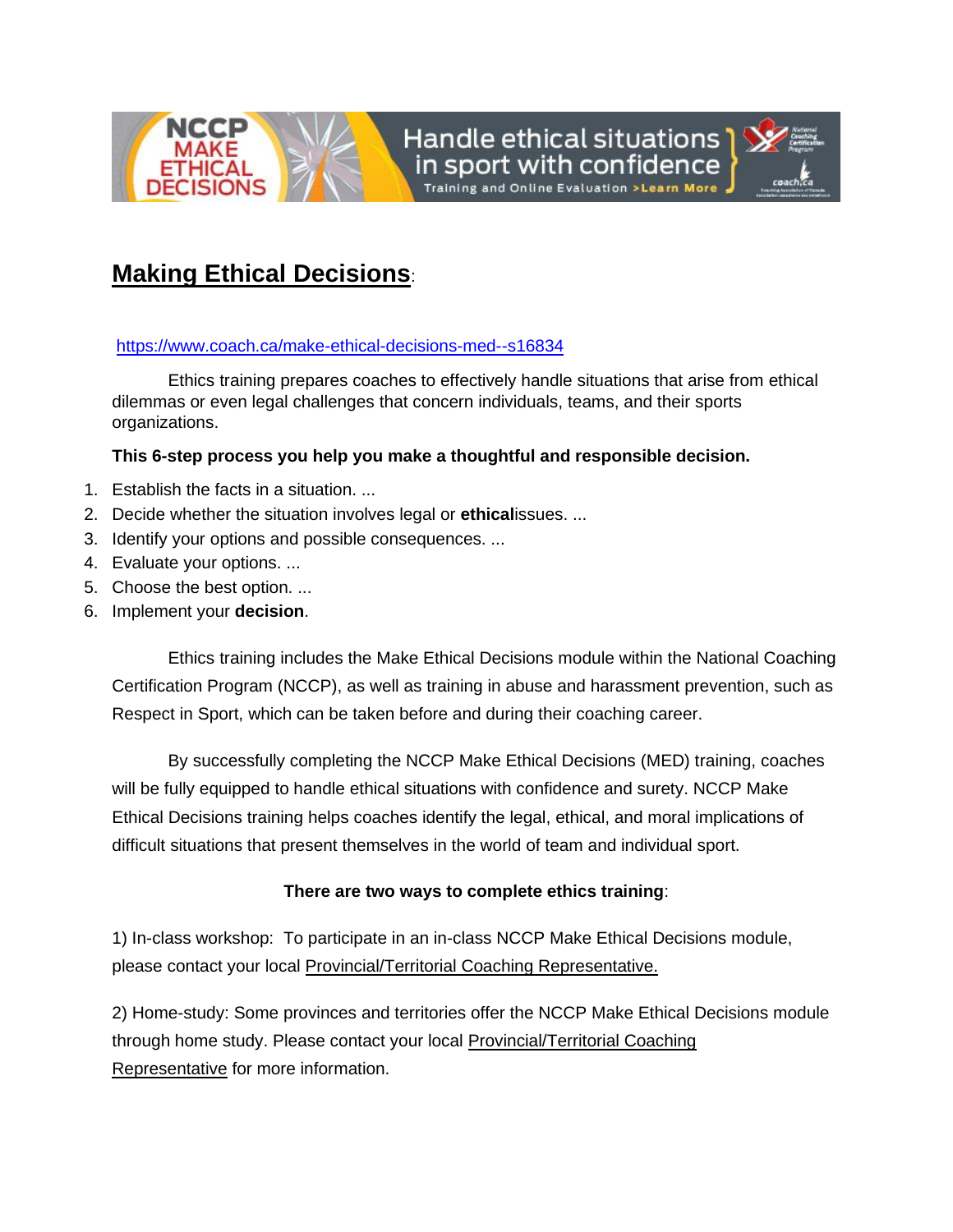## **Making Ethical Decisions**:

https://www.coach.ca/make-ethical-decisions-med--s16834

Ethics training prepares coaches to effectively handle situations that arise from ethical dilemmas or even legal challenges that concern individuals, teams, and their sports organizations.

**This 6-step process you help you make a thoughtful and responsible decision.**

1. Establish the facts in a situation. ...
2. Decide whether the situation involves legal or **ethical**issues. ...
3. Identify your options and possible consequences. ...
4. Evaluate your options. ...
5. Choose the best option. ...
6. Implement your **decision**.

Ethics training includes the Make Ethical Decisions module within the National Coaching Certification Program (NCCP), as well as training in abuse and harassment prevention, such as Respect in Sport, which can be taken before and during their coaching career.

By successfully completing the NCCP Make Ethical Decisions (MED) training, coaches will be fully equipped to handle ethical situations with confidence and surety. NCCP Make Ethical Decisions training helps coaches identify the legal, ethical, and moral implications of difficult situations that present themselves in the world of team and individual sport.

**There are two ways to complete ethics training**:

1) In-class workshop: To participate in an in-class NCCP Make Ethical Decisions module, please contact your local Provincial/Territorial Coaching Representative.

2) Home-study: Some provinces and territories offer the NCCP Make Ethical Decisions module through home study. Please contact your local Provincial/Territorial Coaching Representative for more information.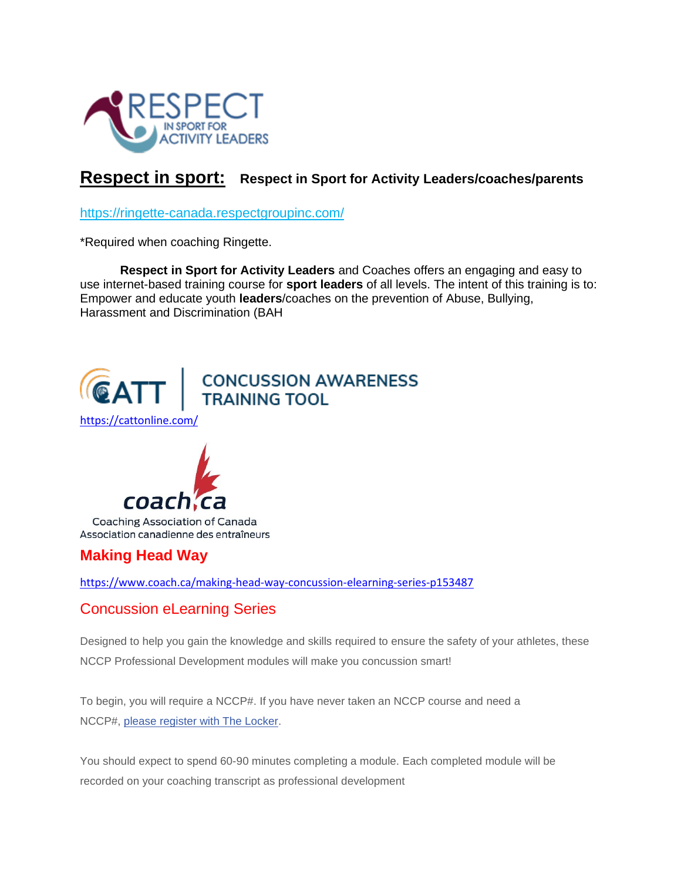RESPECT IN SPORT FOR ACTIVITY LEADERS

## **Respect in sport:** Respect in Sport for Activity Leaders/coaches/parents

https://ringette-canada.respectgroupinc.com/

*Required when coaching Ringette.

**Respect in Sport for Activity Leaders** and Coaches offers an engaging and easy to use internet-based training course for **sport leaders** of all levels. The intent of this training is to: Empower and educate youth **leaders**/coaches on the prevention of Abuse, Bullying, Harassment and Discrimination (BAH

CATT | CONCUSSION AWARENESS TRAINING TOOL

https://cattonline.com/

coach.ca
Coaching Association of Canada
Association canadienne des entraîneurs

## Making Head Way

https://www.coach.ca/making-head-way-concussion-elearning-series-p153487

### Concussion eLearning Series

Designed to help you gain the knowledge and skills required to ensure the safety of your athletes, these NCCP Professional Development modules will make you concussion smart!

To begin, you will require a NCCP#. If you have never taken an NCCP course and need a NCCP#, please register with The Locker.

You should expect to spend 60-90 minutes completing a module. Each completed module will be recorded on your coaching transcript as professional development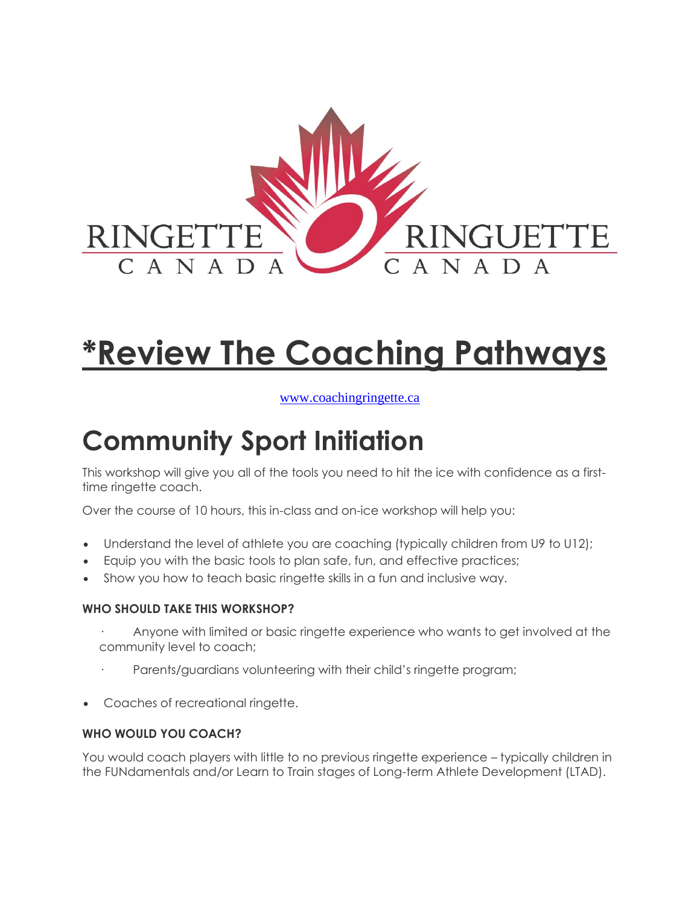RINGETTE CANADA RINGUETTE CANADA

# *Review The Coaching Pathways

www.coachingringette.ca

# Community Sport Initiation

This workshop will give you all of the tools you need to hit the ice with confidence as a first-time ringette coach.

Over the course of 10 hours, this in-class and on-ice workshop will help you:

- Understand the level of athlete you are coaching (typically children from U9 to U12);
- Equip you with the basic tools to plan safe, fun, and effective practices;
- Show you how to teach basic ringette skills in a fun and inclusive way.

### WHO SHOULD TAKE THIS WORKSHOP?

- Anyone with limited or basic ringette experience who wants to get involved at the community level to coach;
- Parents/guardians volunteering with their child's ringette program;
- Coaches of recreational ringette.

### WHO WOULD YOU COACH?

You would coach players with little to no previous ringette experience – typically children in the FUNdamentals and/or Learn to Train stages of Long-term Athlete Development (LTAD).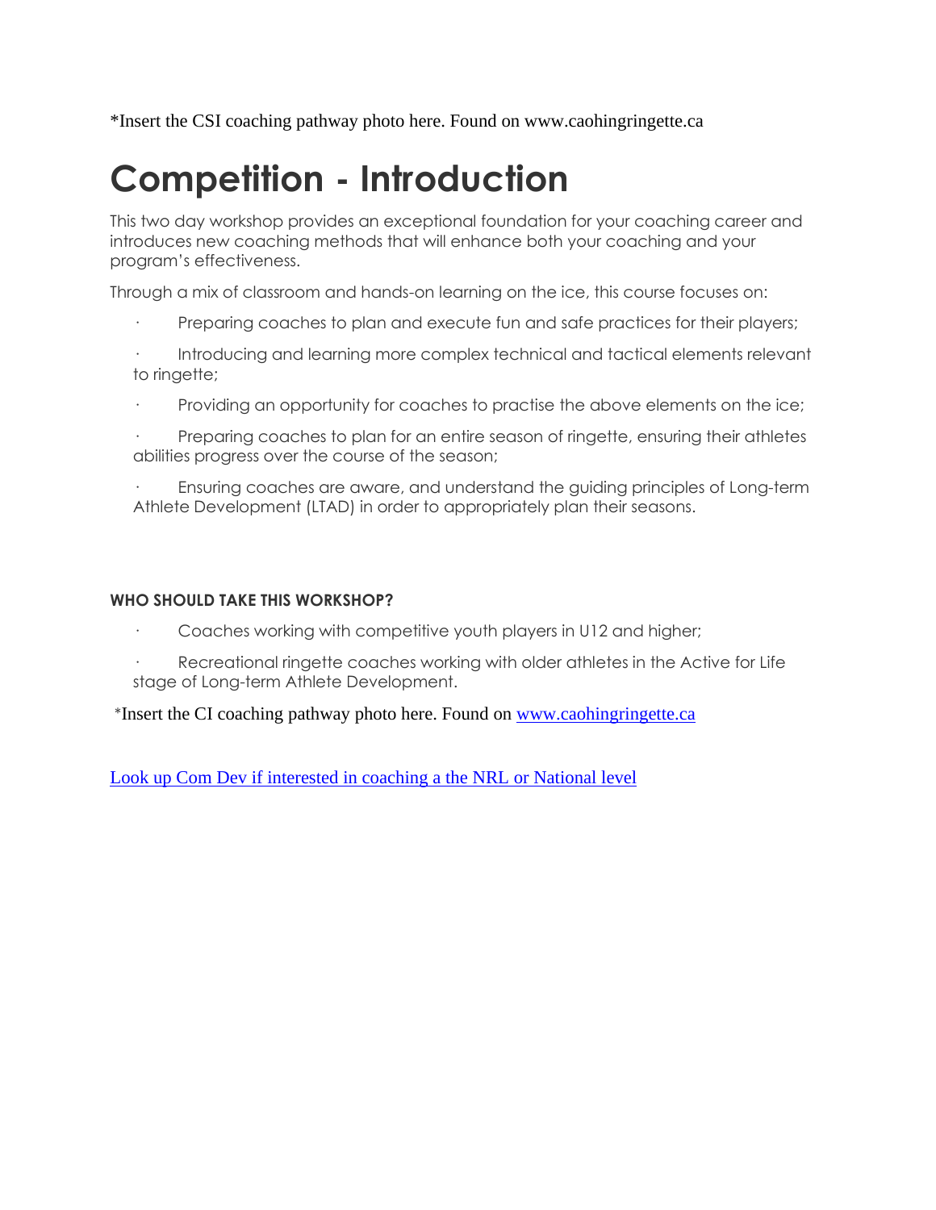*Insert the CSI coaching pathway photo here. Found on www.caohingringette.ca

# Competition - Introduction

This two day workshop provides an exceptional foundation for your coaching career and introduces new coaching methods that will enhance both your coaching and your program's effectiveness.

Through a mix of classroom and hands-on learning on the ice, this course focuses on:

- Preparing coaches to plan and execute fun and safe practices for their players;
- Introducing and learning more complex technical and tactical elements relevant to ringette;
- Providing an opportunity for coaches to practise the above elements on the ice;
- Preparing coaches to plan for an entire season of ringette, ensuring their athletes abilities progress over the course of the season;
- Ensuring coaches are aware, and understand the guiding principles of Long-term Athlete Development (LTAD) in order to appropriately plan their seasons.

**WHO SHOULD TAKE THIS WORKSHOP?**

- Coaches working with competitive youth players in U12 and higher;
- Recreational ringette coaches working with older athletes in the Active for Life stage of Long-term Athlete Development.

*Insert the CI coaching pathway photo here. Found on [www.caohingringette.ca](www.caohingringette.ca)

[Look up Com Dev if interested in coaching a the NRL or National level]()